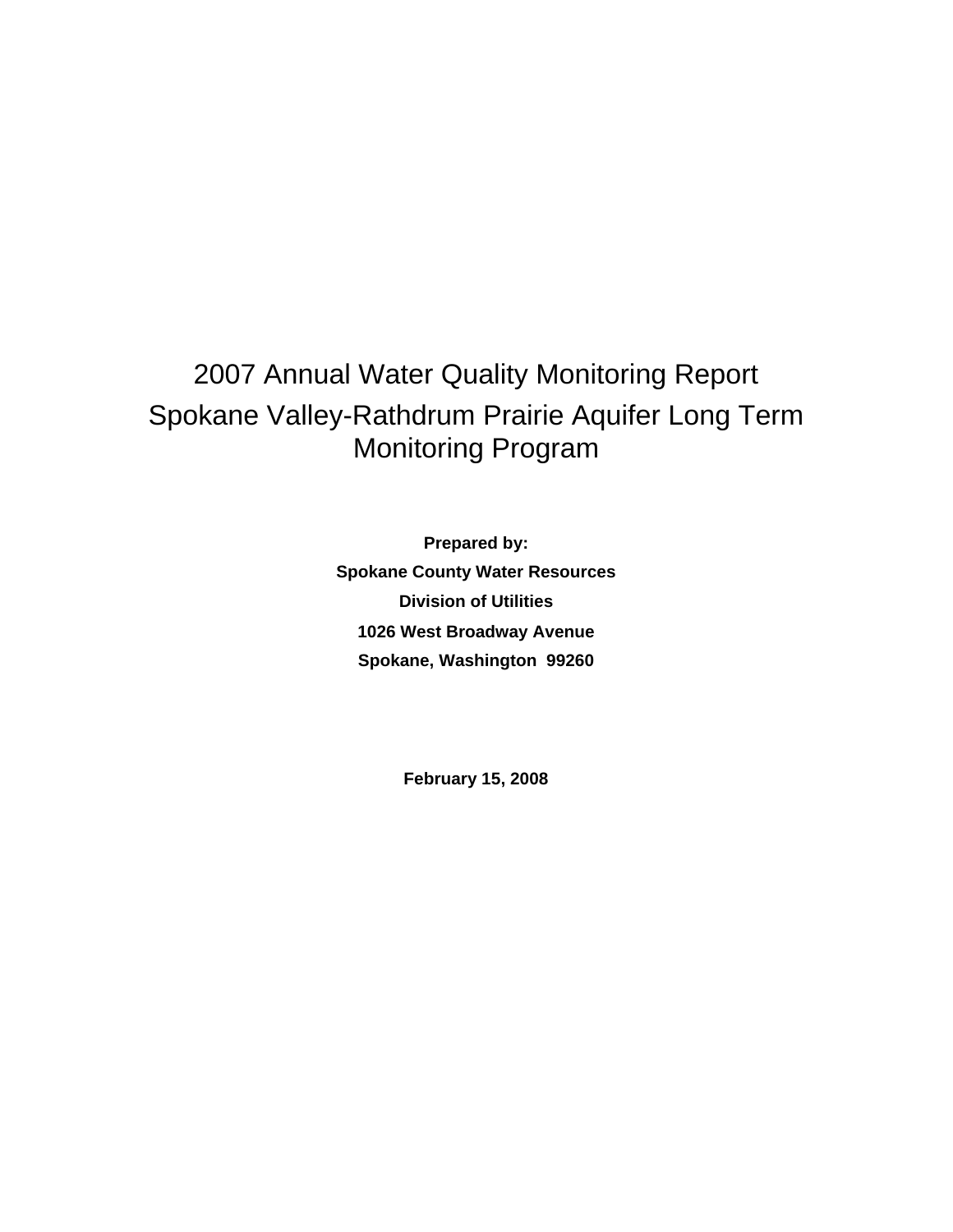# 2007 Annual Water Quality Monitoring Report

# Spokane Valley-Rathdrum Prairie Aquifer Long Term Monitoring Program

**Prepared by:**

**Spokane County Water Resources**

**Division of Utilities**

**1026 West Broadway Avenue**

**Spokane, Washington 99260**

**February 15, 2008**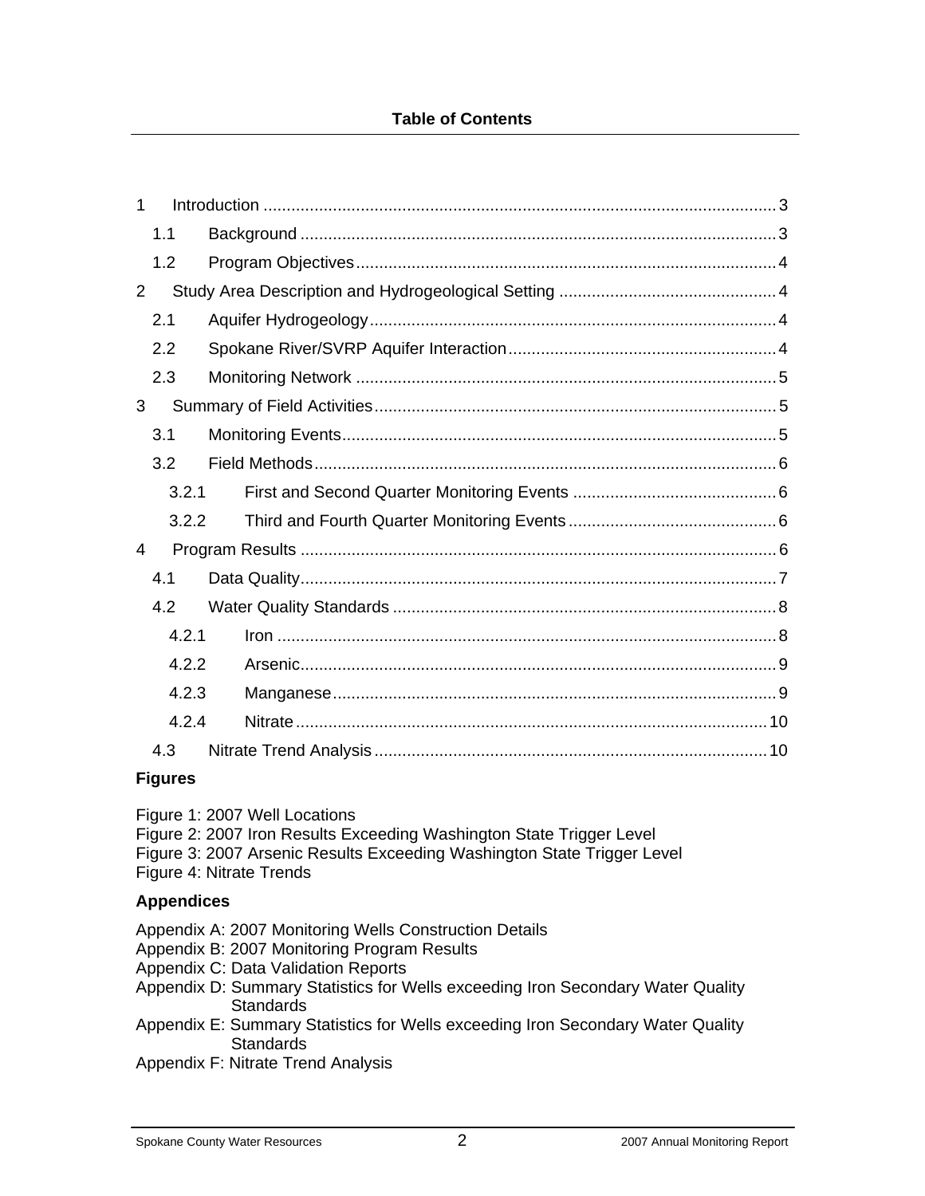**Table of Contents**

1 Introduction .......... 3
- 1.1 Background .......... 3
- 1.2 Program Objectives .......... 4

2 Study Area Description and Hydrogeological Setting .......... 4
- 2.1 Aquifer Hydrogeology .......... 4
- 2.2 Spokane River/SVRP Aquifer Interaction .......... 4
- 2.3 Monitoring Network .......... 5

3 Summary of Field Activities .......... 5
- 3.1 Monitoring Events .......... 5
- 3.2 Field Methods .......... 6
  - 3.2.1 First and Second Quarter Monitoring Events .......... 6
  - 3.2.2 Third and Fourth Quarter Monitoring Events .......... 6

4 Program Results .......... 6
- 4.1 Data Quality .......... 7
- 4.2 Water Quality Standards .......... 8
  - 4.2.1 Iron .......... 8
  - 4.2.2 Arsenic .......... 9
  - 4.2.3 Manganese .......... 9
  - 4.2.4 Nitrate .......... 10
- 4.3 Nitrate Trend Analysis .......... 10

**Figures**

Figure 1: 2007 Well Locations
Figure 2: 2007 Iron Results Exceeding Washington State Trigger Level
Figure 3: 2007 Arsenic Results Exceeding Washington State Trigger Level
Figure 4: Nitrate Trends

**Appendices**

Appendix A: 2007 Monitoring Wells Construction Details
Appendix B: 2007 Monitoring Program Results
Appendix C: Data Validation Reports
Appendix D: Summary Statistics for Wells exceeding Iron Secondary Water Quality Standards
Appendix E: Summary Statistics for Wells exceeding Iron Secondary Water Quality Standards
Appendix F: Nitrate Trend Analysis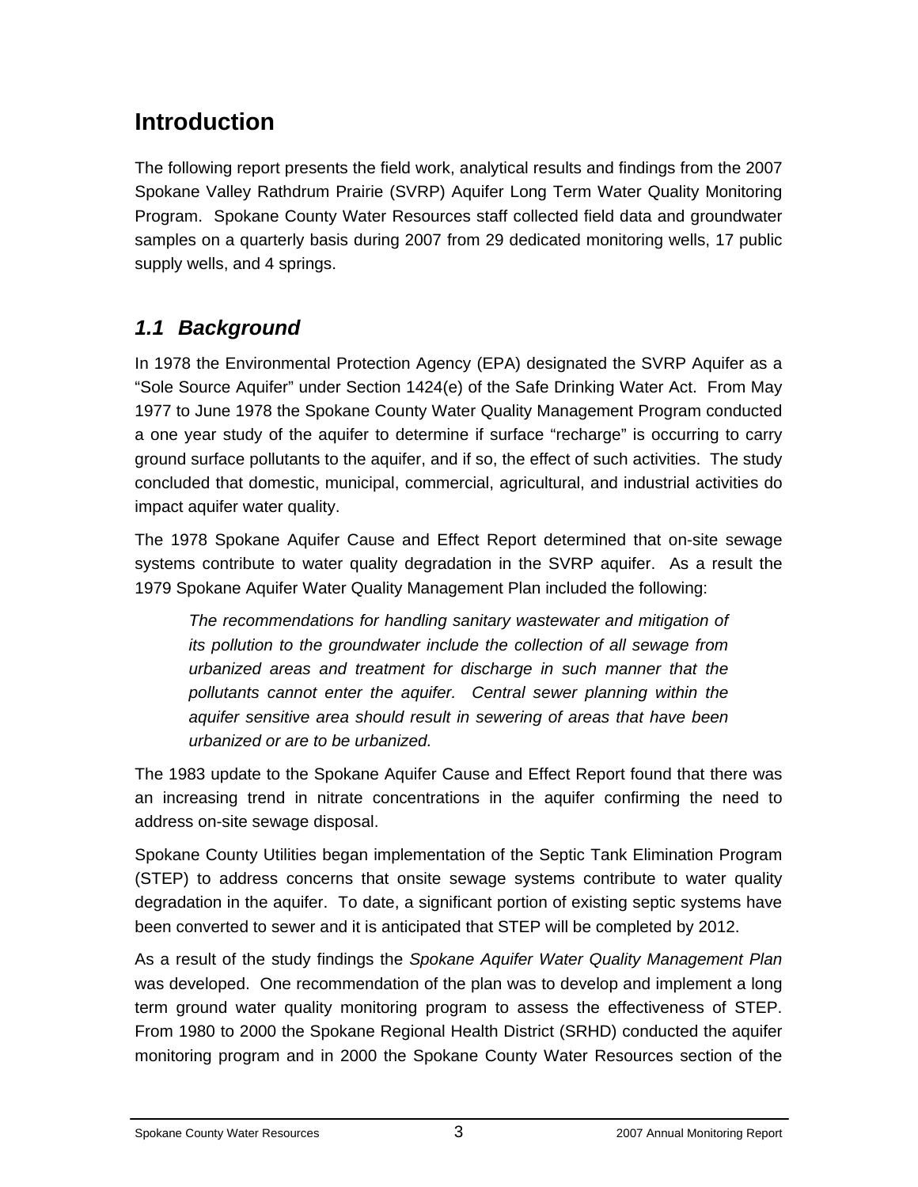# Introduction

The following report presents the field work, analytical results and findings from the 2007 Spokane Valley Rathdrum Prairie (SVRP) Aquifer Long Term Water Quality Monitoring Program. Spokane County Water Resources staff collected field data and groundwater samples on a quarterly basis during 2007 from 29 dedicated monitoring wells, 17 public supply wells, and 4 springs.

## *1.1 Background*

In 1978 the Environmental Protection Agency (EPA) designated the SVRP Aquifer as a "Sole Source Aquifer" under Section 1424(e) of the Safe Drinking Water Act. From May 1977 to June 1978 the Spokane County Water Quality Management Program conducted a one year study of the aquifer to determine if surface "recharge" is occurring to carry ground surface pollutants to the aquifer, and if so, the effect of such activities. The study concluded that domestic, municipal, commercial, agricultural, and industrial activities do impact aquifer water quality.

The 1978 Spokane Aquifer Cause and Effect Report determined that on-site sewage systems contribute to water quality degradation in the SVRP aquifer. As a result the 1979 Spokane Aquifer Water Quality Management Plan included the following:

> *The recommendations for handling sanitary wastewater and mitigation of its pollution to the groundwater include the collection of all sewage from urbanized areas and treatment for discharge in such manner that the pollutants cannot enter the aquifer. Central sewer planning within the aquifer sensitive area should result in sewering of areas that have been urbanized or are to be urbanized.*

The 1983 update to the Spokane Aquifer Cause and Effect Report found that there was an increasing trend in nitrate concentrations in the aquifer confirming the need to address on-site sewage disposal.

Spokane County Utilities began implementation of the Septic Tank Elimination Program (STEP) to address concerns that onsite sewage systems contribute to water quality degradation in the aquifer. To date, a significant portion of existing septic systems have been converted to sewer and it is anticipated that STEP will be completed by 2012.

As a result of the study findings the *Spokane Aquifer Water Quality Management Plan* was developed. One recommendation of the plan was to develop and implement a long term ground water quality monitoring program to assess the effectiveness of STEP. From 1980 to 2000 the Spokane Regional Health District (SRHD) conducted the aquifer monitoring program and in 2000 the Spokane County Water Resources section of the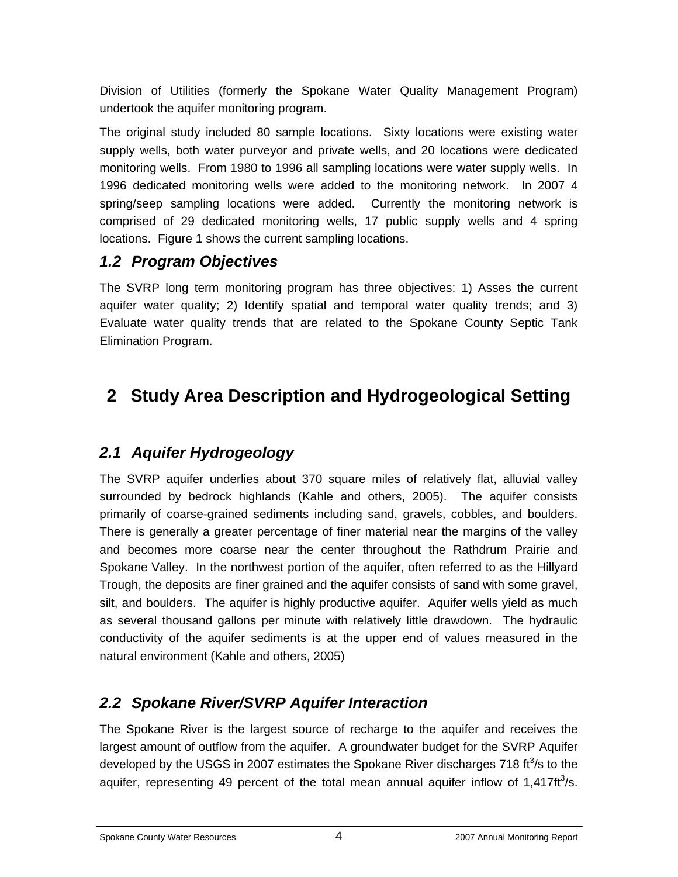Division of Utilities (formerly the Spokane Water Quality Management Program) undertook the aquifer monitoring program.

The original study included 80 sample locations. Sixty locations were existing water supply wells, both water purveyor and private wells, and 20 locations were dedicated monitoring wells. From 1980 to 1996 all sampling locations were water supply wells. In 1996 dedicated monitoring wells were added to the monitoring network. In 2007 4 spring/seep sampling locations were added. Currently the monitoring network is comprised of 29 dedicated monitoring wells, 17 public supply wells and 4 spring locations. Figure 1 shows the current sampling locations.

### *1.2 Program Objectives*

The SVRP long term monitoring program has three objectives: 1) Asses the current aquifer water quality; 2) Identify spatial and temporal water quality trends; and 3) Evaluate water quality trends that are related to the Spokane County Septic Tank Elimination Program.

## 2 Study Area Description and Hydrogeological Setting

### *2.1 Aquifer Hydrogeology*

The SVRP aquifer underlies about 370 square miles of relatively flat, alluvial valley surrounded by bedrock highlands (Kahle and others, 2005). The aquifer consists primarily of coarse-grained sediments including sand, gravels, cobbles, and boulders. There is generally a greater percentage of finer material near the margins of the valley and becomes more coarse near the center throughout the Rathdrum Prairie and Spokane Valley. In the northwest portion of the aquifer, often referred to as the Hillyard Trough, the deposits are finer grained and the aquifer consists of sand with some gravel, silt, and boulders. The aquifer is highly productive aquifer. Aquifer wells yield as much as several thousand gallons per minute with relatively little drawdown. The hydraulic conductivity of the aquifer sediments is at the upper end of values measured in the natural environment (Kahle and others, 2005)

### *2.2 Spokane River/SVRP Aquifer Interaction*

The Spokane River is the largest source of recharge to the aquifer and receives the largest amount of outflow from the aquifer. A groundwater budget for the SVRP Aquifer developed by the USGS in 2007 estimates the Spokane River discharges 718 $ft^3/s$ to the aquifer, representing 49 percent of the total mean annual aquifer inflow of 1,417$ft^3/s$.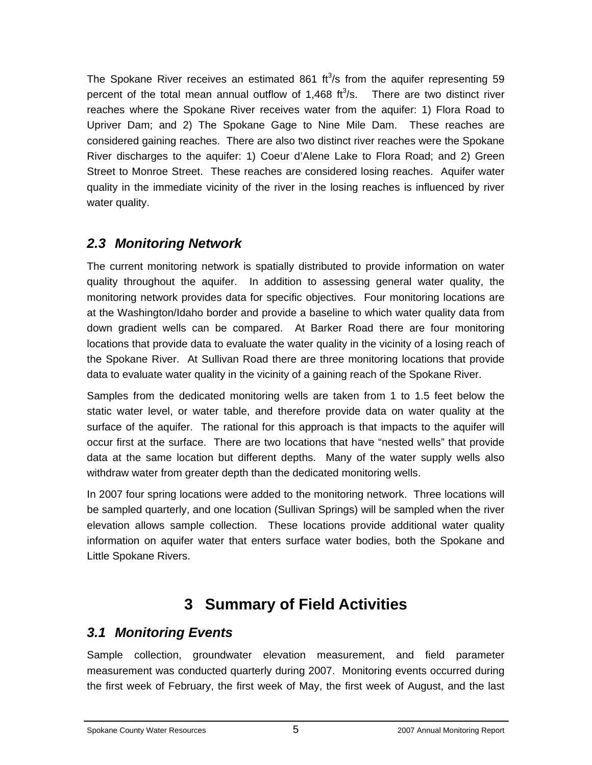The Spokane River receives an estimated 861 $ft^3/s$ from the aquifer representing 59 percent of the total mean annual outflow of 1,468 $ft^3/s$. There are two distinct river reaches where the Spokane River receives water from the aquifer: 1) Flora Road to Upriver Dam; and 2) The Spokane Gage to Nine Mile Dam. These reaches are considered gaining reaches. There are also two distinct river reaches were the Spokane River discharges to the aquifer: 1) Coeur d'Alene Lake to Flora Road; and 2) Green Street to Monroe Street. These reaches are considered losing reaches. Aquifer water quality in the immediate vicinity of the river in the losing reaches is influenced by river water quality.

## *2.3 Monitoring Network*

The current monitoring network is spatially distributed to provide information on water quality throughout the aquifer. In addition to assessing general water quality, the monitoring network provides data for specific objectives. Four monitoring locations are at the Washington/Idaho border and provide a baseline to which water quality data from down gradient wells can be compared. At Barker Road there are four monitoring locations that provide data to evaluate the water quality in the vicinity of a losing reach of the Spokane River. At Sullivan Road there are three monitoring locations that provide data to evaluate water quality in the vicinity of a gaining reach of the Spokane River.

Samples from the dedicated monitoring wells are taken from 1 to 1.5 feet below the static water level, or water table, and therefore provide data on water quality at the surface of the aquifer. The rational for this approach is that impacts to the aquifer will occur first at the surface. There are two locations that have "nested wells" that provide data at the same location but different depths. Many of the water supply wells also withdraw water from greater depth than the dedicated monitoring wells.

In 2007 four spring locations were added to the monitoring network. Three locations will be sampled quarterly, and one location (Sullivan Springs) will be sampled when the river elevation allows sample collection. These locations provide additional water quality information on aquifer water that enters surface water bodies, both the Spokane and Little Spokane Rivers.

# 3 Summary of Field Activities

## *3.1 Monitoring Events*

Sample collection, groundwater elevation measurement, and field parameter measurement was conducted quarterly during 2007. Monitoring events occurred during the first week of February, the first week of May, the first week of August, and the last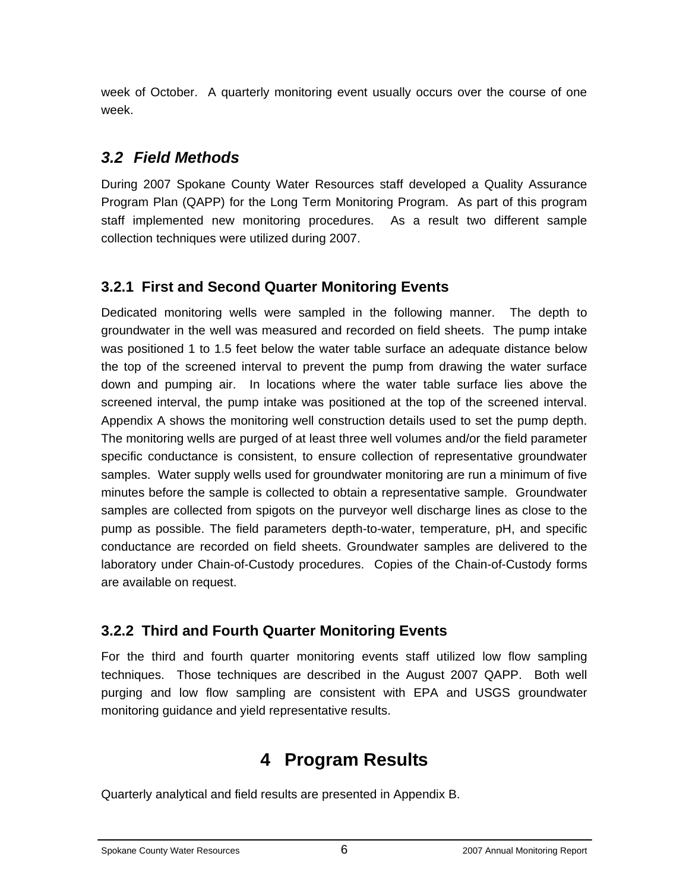week of October. A quarterly monitoring event usually occurs over the course of one week.

## *3.2 Field Methods*

During 2007 Spokane County Water Resources staff developed a Quality Assurance Program Plan (QAPP) for the Long Term Monitoring Program. As part of this program staff implemented new monitoring procedures. As a result two different sample collection techniques were utilized during 2007.

### 3.2.1 First and Second Quarter Monitoring Events

Dedicated monitoring wells were sampled in the following manner. The depth to groundwater in the well was measured and recorded on field sheets. The pump intake was positioned 1 to 1.5 feet below the water table surface an adequate distance below the top of the screened interval to prevent the pump from drawing the water surface down and pumping air. In locations where the water table surface lies above the screened interval, the pump intake was positioned at the top of the screened interval. Appendix A shows the monitoring well construction details used to set the pump depth. The monitoring wells are purged of at least three well volumes and/or the field parameter specific conductance is consistent, to ensure collection of representative groundwater samples. Water supply wells used for groundwater monitoring are run a minimum of five minutes before the sample is collected to obtain a representative sample. Groundwater samples are collected from spigots on the purveyor well discharge lines as close to the pump as possible. The field parameters depth-to-water, temperature, pH, and specific conductance are recorded on field sheets. Groundwater samples are delivered to the laboratory under Chain-of-Custody procedures. Copies of the Chain-of-Custody forms are available on request.

### 3.2.2 Third and Fourth Quarter Monitoring Events

For the third and fourth quarter monitoring events staff utilized low flow sampling techniques. Those techniques are described in the August 2007 QAPP. Both well purging and low flow sampling are consistent with EPA and USGS groundwater monitoring guidance and yield representative results.

# 4 Program Results

Quarterly analytical and field results are presented in Appendix B.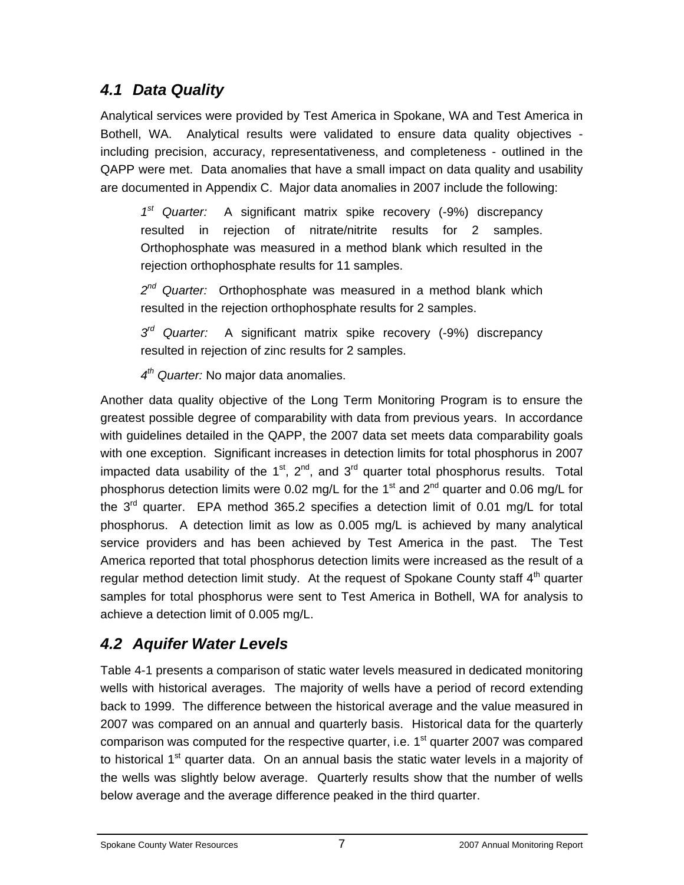## 4.1 *Data Quality*

Analytical services were provided by Test America in Spokane, WA and Test America in Bothell, WA. Analytical results were validated to ensure data quality objectives - including precision, accuracy, representativeness, and completeness - outlined in the QAPP were met. Data anomalies that have a small impact on data quality and usability are documented in Appendix C. Major data anomalies in 2007 include the following:

> *1st Quarter:* A significant matrix spike recovery (-9%) discrepancy resulted in rejection of nitrate/nitrite results for 2 samples. Orthophosphate was measured in a method blank which resulted in the rejection orthophosphate results for 11 samples.
>
> *2nd Quarter:* Orthophosphate was measured in a method blank which resulted in the rejection orthophosphate results for 2 samples.
>
> *3rd Quarter:* A significant matrix spike recovery (-9%) discrepancy resulted in rejection of zinc results for 2 samples.
>
> *4th Quarter:* No major data anomalies.

Another data quality objective of the Long Term Monitoring Program is to ensure the greatest possible degree of comparability with data from previous years. In accordance with guidelines detailed in the QAPP, the 2007 data set meets data comparability goals with one exception. Significant increases in detection limits for total phosphorus in 2007 impacted data usability of the 1st, 2nd, and 3rd quarter total phosphorus results. Total phosphorus detection limits were 0.02 mg/L for the 1st and 2nd quarter and 0.06 mg/L for the 3rd quarter. EPA method 365.2 specifies a detection limit of 0.01 mg/L for total phosphorus. A detection limit as low as 0.005 mg/L is achieved by many analytical service providers and has been achieved by Test America in the past. The Test America reported that total phosphorus detection limits were increased as the result of a regular method detection limit study. At the request of Spokane County staff 4th quarter samples for total phosphorus were sent to Test America in Bothell, WA for analysis to achieve a detection limit of 0.005 mg/L.

## 4.2 *Aquifer Water Levels*

Table 4-1 presents a comparison of static water levels measured in dedicated monitoring wells with historical averages. The majority of wells have a period of record extending back to 1999. The difference between the historical average and the value measured in 2007 was compared on an annual and quarterly basis. Historical data for the quarterly comparison was computed for the respective quarter, i.e. 1st quarter 2007 was compared to historical 1st quarter data. On an annual basis the static water levels in a majority of the wells was slightly below average. Quarterly results show that the number of wells below average and the average difference peaked in the third quarter.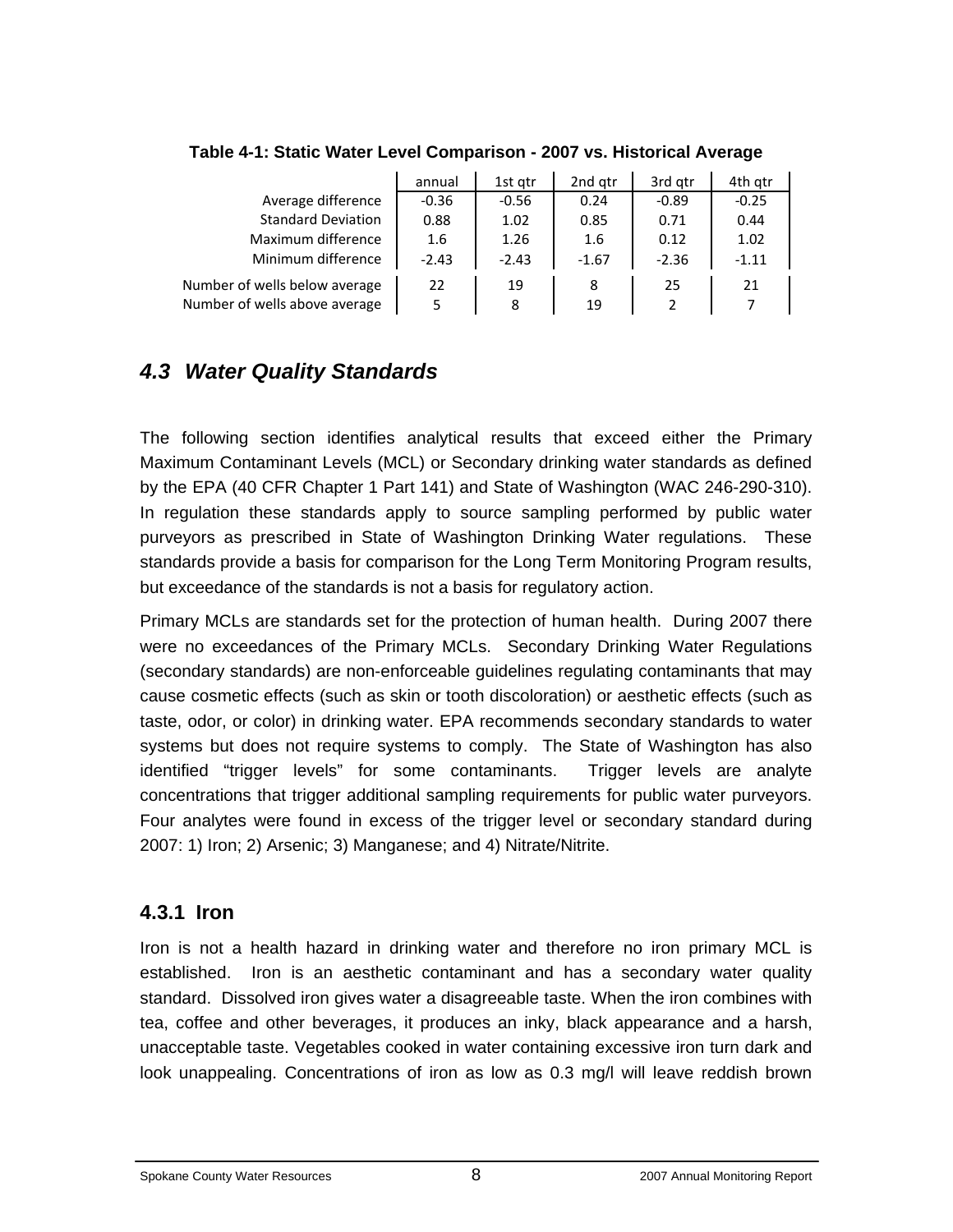**Table 4-1: Static Water Level Comparison - 2007 vs. Historical Average**

| | annual | 1st qtr | 2nd qtr | 3rd qtr | 4th qtr |
|---|---|---|---|---|---|
| Average difference | -0.36 | -0.56 | 0.24 | -0.89 | -0.25 |
| Standard Deviation | 0.88 | 1.02 | 0.85 | 0.71 | 0.44 |
| Maximum difference | 1.6 | 1.26 | 1.6 | 0.12 | 1.02 |
| Minimum difference | -2.43 | -2.43 | -1.67 | -2.36 | -1.11 |
| Number of wells below average | 22 | 19 | 8 | 25 | 21 |
| Number of wells above average | 5 | 8 | 19 | 2 | 7 |

## *4.3 Water Quality Standards*

The following section identifies analytical results that exceed either the Primary Maximum Contaminant Levels (MCL) or Secondary drinking water standards as defined by the EPA (40 CFR Chapter 1 Part 141) and State of Washington (WAC 246-290-310). In regulation these standards apply to source sampling performed by public water purveyors as prescribed in State of Washington Drinking Water regulations. These standards provide a basis for comparison for the Long Term Monitoring Program results, but exceedance of the standards is not a basis for regulatory action.

Primary MCLs are standards set for the protection of human health. During 2007 there were no exceedances of the Primary MCLs. Secondary Drinking Water Regulations (secondary standards) are non-enforceable guidelines regulating contaminants that may cause cosmetic effects (such as skin or tooth discoloration) or aesthetic effects (such as taste, odor, or color) in drinking water. EPA recommends secondary standards to water systems but does not require systems to comply. The State of Washington has also identified "trigger levels" for some contaminants. Trigger levels are analyte concentrations that trigger additional sampling requirements for public water purveyors. Four analytes were found in excess of the trigger level or secondary standard during 2007: 1) Iron; 2) Arsenic; 3) Manganese; and 4) Nitrate/Nitrite.

### 4.3.1 Iron

Iron is not a health hazard in drinking water and therefore no iron primary MCL is established. Iron is an aesthetic contaminant and has a secondary water quality standard. Dissolved iron gives water a disagreeable taste. When the iron combines with tea, coffee and other beverages, it produces an inky, black appearance and a harsh, unacceptable taste. Vegetables cooked in water containing excessive iron turn dark and look unappealing. Concentrations of iron as low as 0.3 mg/l will leave reddish brown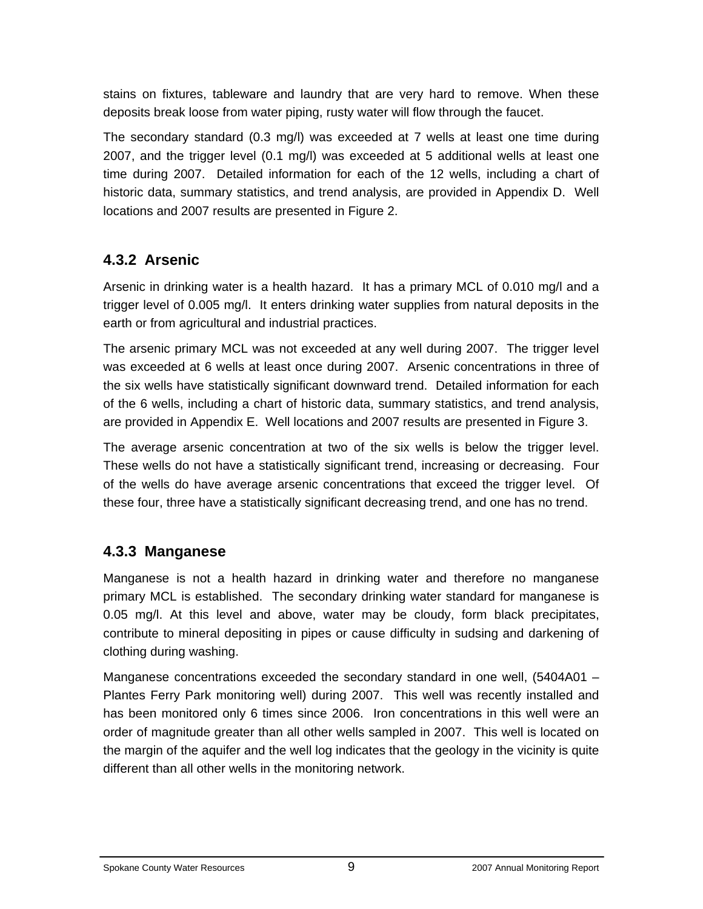stains on fixtures, tableware and laundry that are very hard to remove. When these deposits break loose from water piping, rusty water will flow through the faucet.

The secondary standard (0.3 mg/l) was exceeded at 7 wells at least one time during 2007, and the trigger level (0.1 mg/l) was exceeded at 5 additional wells at least one time during 2007. Detailed information for each of the 12 wells, including a chart of historic data, summary statistics, and trend analysis, are provided in Appendix D. Well locations and 2007 results are presented in Figure 2.

### 4.3.2 Arsenic

Arsenic in drinking water is a health hazard. It has a primary MCL of 0.010 mg/l and a trigger level of 0.005 mg/l. It enters drinking water supplies from natural deposits in the earth or from agricultural and industrial practices.

The arsenic primary MCL was not exceeded at any well during 2007. The trigger level was exceeded at 6 wells at least once during 2007. Arsenic concentrations in three of the six wells have statistically significant downward trend. Detailed information for each of the 6 wells, including a chart of historic data, summary statistics, and trend analysis, are provided in Appendix E. Well locations and 2007 results are presented in Figure 3.

The average arsenic concentration at two of the six wells is below the trigger level. These wells do not have a statistically significant trend, increasing or decreasing. Four of the wells do have average arsenic concentrations that exceed the trigger level. Of these four, three have a statistically significant decreasing trend, and one has no trend.

### 4.3.3 Manganese

Manganese is not a health hazard in drinking water and therefore no manganese primary MCL is established. The secondary drinking water standard for manganese is 0.05 mg/l. At this level and above, water may be cloudy, form black precipitates, contribute to mineral depositing in pipes or cause difficulty in sudsing and darkening of clothing during washing.

Manganese concentrations exceeded the secondary standard in one well, (5404A01 – Plantes Ferry Park monitoring well) during 2007. This well was recently installed and has been monitored only 6 times since 2006. Iron concentrations in this well were an order of magnitude greater than all other wells sampled in 2007. This well is located on the margin of the aquifer and the well log indicates that the geology in the vicinity is quite different than all other wells in the monitoring network.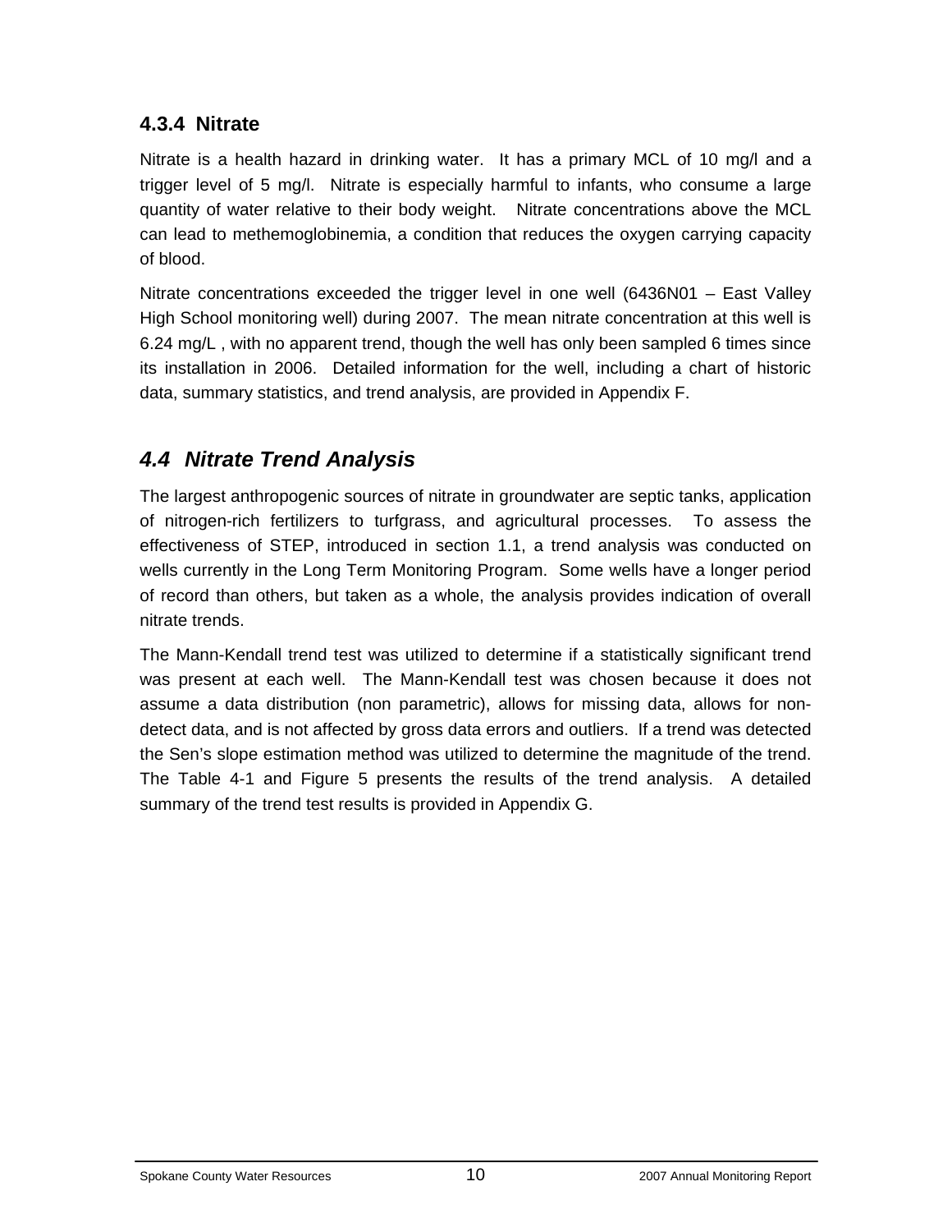### 4.3.4 Nitrate

Nitrate is a health hazard in drinking water. It has a primary MCL of 10 mg/l and a trigger level of 5 mg/l. Nitrate is especially harmful to infants, who consume a large quantity of water relative to their body weight. Nitrate concentrations above the MCL can lead to methemoglobinemia, a condition that reduces the oxygen carrying capacity of blood.

Nitrate concentrations exceeded the trigger level in one well (6436N01 – East Valley High School monitoring well) during 2007. The mean nitrate concentration at this well is 6.24 mg/L , with no apparent trend, though the well has only been sampled 6 times since its installation in 2006. Detailed information for the well, including a chart of historic data, summary statistics, and trend analysis, are provided in Appendix F.

## *4.4 Nitrate Trend Analysis*

The largest anthropogenic sources of nitrate in groundwater are septic tanks, application of nitrogen-rich fertilizers to turfgrass, and agricultural processes. To assess the effectiveness of STEP, introduced in section 1.1, a trend analysis was conducted on wells currently in the Long Term Monitoring Program. Some wells have a longer period of record than others, but taken as a whole, the analysis provides indication of overall nitrate trends.

The Mann-Kendall trend test was utilized to determine if a statistically significant trend was present at each well. The Mann-Kendall test was chosen because it does not assume a data distribution (non parametric), allows for missing data, allows for non-detect data, and is not affected by gross data errors and outliers. If a trend was detected the Sen's slope estimation method was utilized to determine the magnitude of the trend. The Table 4-1 and Figure 5 presents the results of the trend analysis. A detailed summary of the trend test results is provided in Appendix G.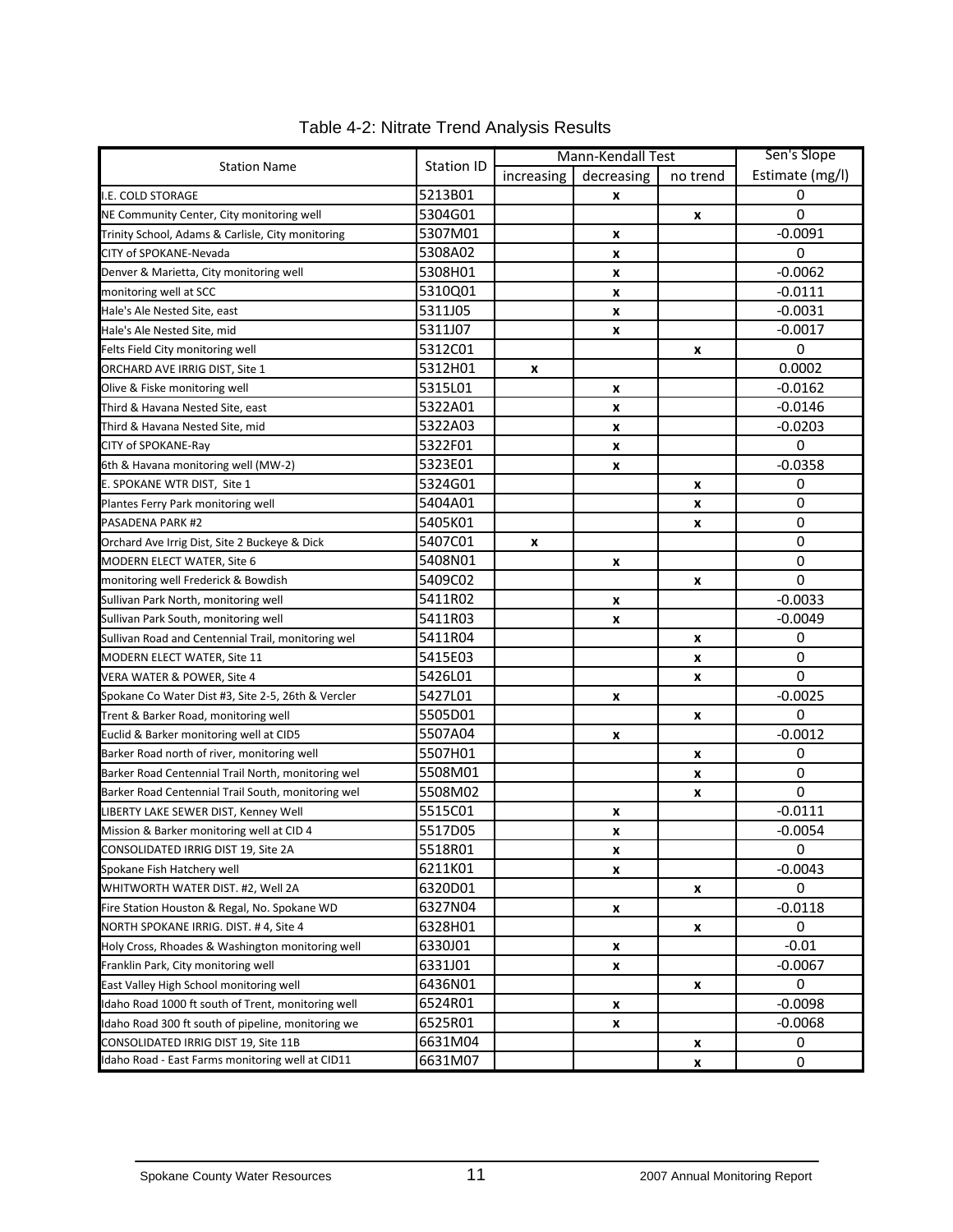Table 4-2: Nitrate Trend Analysis Results

| Station Name | Station ID | Mann-Kendall Test | | | Sen's Slope Estimate (mg/l) |
|---|---|---|---|---|---|
| | | increasing | decreasing | no trend | |
| I.E. COLD STORAGE | 5213B01 | | x | | 0 |
| NE Community Center, City monitoring well | 5304G01 | | | x | 0 |
| Trinity School, Adams & Carlisle, City monitoring | 5307M01 | | x | | -0.0091 |
| CITY of SPOKANE-Nevada | 5308A02 | | x | | 0 |
| Denver & Marietta, City monitoring well | 5308H01 | | x | | -0.0062 |
| monitoring well at SCC | 5310Q01 | | x | | -0.0111 |
| Hale's Ale Nested Site, east | 5311J05 | | x | | -0.0031 |
| Hale's Ale Nested Site, mid | 5311J07 | | x | | -0.0017 |
| Felts Field City monitoring well | 5312C01 | | | x | 0 |
| ORCHARD AVE IRRIG DIST, Site 1 | 5312H01 | x | | | 0.0002 |
| Olive & Fiske monitoring well | 5315L01 | | x | | -0.0162 |
| Third & Havana Nested Site, east | 5322A01 | | x | | -0.0146 |
| Third & Havana Nested Site, mid | 5322A03 | | x | | -0.0203 |
| CITY of SPOKANE-Ray | 5322F01 | | x | | 0 |
| 6th & Havana monitoring well (MW-2) | 5323E01 | | x | | -0.0358 |
| E. SPOKANE WTR DIST, Site 1 | 5324G01 | | | x | 0 |
| Plantes Ferry Park monitoring well | 5404A01 | | | x | 0 |
| PASADENA PARK #2 | 5405K01 | | | x | 0 |
| Orchard Ave Irrig Dist, Site 2 Buckeye & Dick | 5407C01 | x | | | 0 |
| MODERN ELECT WATER, Site 6 | 5408N01 | | x | | 0 |
| monitoring well Frederick & Bowdish | 5409C02 | | | x | 0 |
| Sullivan Park North, monitoring well | 5411R02 | | x | | -0.0033 |
| Sullivan Park South, monitoring well | 5411R03 | | x | | -0.0049 |
| Sullivan Road and Centennial Trail, monitoring wel | 5411R04 | | | x | 0 |
| MODERN ELECT WATER, Site 11 | 5415E03 | | | x | 0 |
| VERA WATER & POWER, Site 4 | 5426L01 | | | x | 0 |
| Spokane Co Water Dist #3, Site 2-5, 26th & Vercler | 5427L01 | | x | | -0.0025 |
| Trent & Barker Road, monitoring well | 5505D01 | | | x | 0 |
| Euclid & Barker monitoring well at CID5 | 5507A04 | | x | | -0.0012 |
| Barker Road north of river, monitoring well | 5507H01 | | | x | 0 |
| Barker Road Centennial Trail North, monitoring wel | 5508M01 | | | x | 0 |
| Barker Road Centennial Trail South, monitoring wel | 5508M02 | | | x | 0 |
| LIBERTY LAKE SEWER DIST, Kenney Well | 5515C01 | | x | | -0.0111 |
| Mission & Barker monitoring well at CID 4 | 5517D05 | | x | | -0.0054 |
| CONSOLIDATED IRRIG DIST 19, Site 2A | 5518R01 | | x | | 0 |
| Spokane Fish Hatchery well | 6211K01 | | x | | -0.0043 |
| WHITWORTH WATER DIST. #2, Well 2A | 6320D01 | | | x | 0 |
| Fire Station Houston & Regal, No. Spokane WD | 6327N04 | | x | | -0.0118 |
| NORTH SPOKANE IRRIG. DIST. # 4, Site 4 | 6328H01 | | | x | 0 |
| Holy Cross, Rhoades & Washington monitoring well | 6330J01 | | x | | -0.01 |
| Franklin Park, City monitoring well | 6331J01 | | x | | -0.0067 |
| East Valley High School monitoring well | 6436N01 | | | x | 0 |
| Idaho Road 1000 ft south of Trent, monitoring well | 6524R01 | | x | | -0.0098 |
| Idaho Road 300 ft south of pipeline, monitoring we | 6525R01 | | x | | -0.0068 |
| CONSOLIDATED IRRIG DIST 19, Site 11B | 6631M04 | | | x | 0 |
| Idaho Road - East Farms monitoring well at CID11 | 6631M07 | | | x | 0 |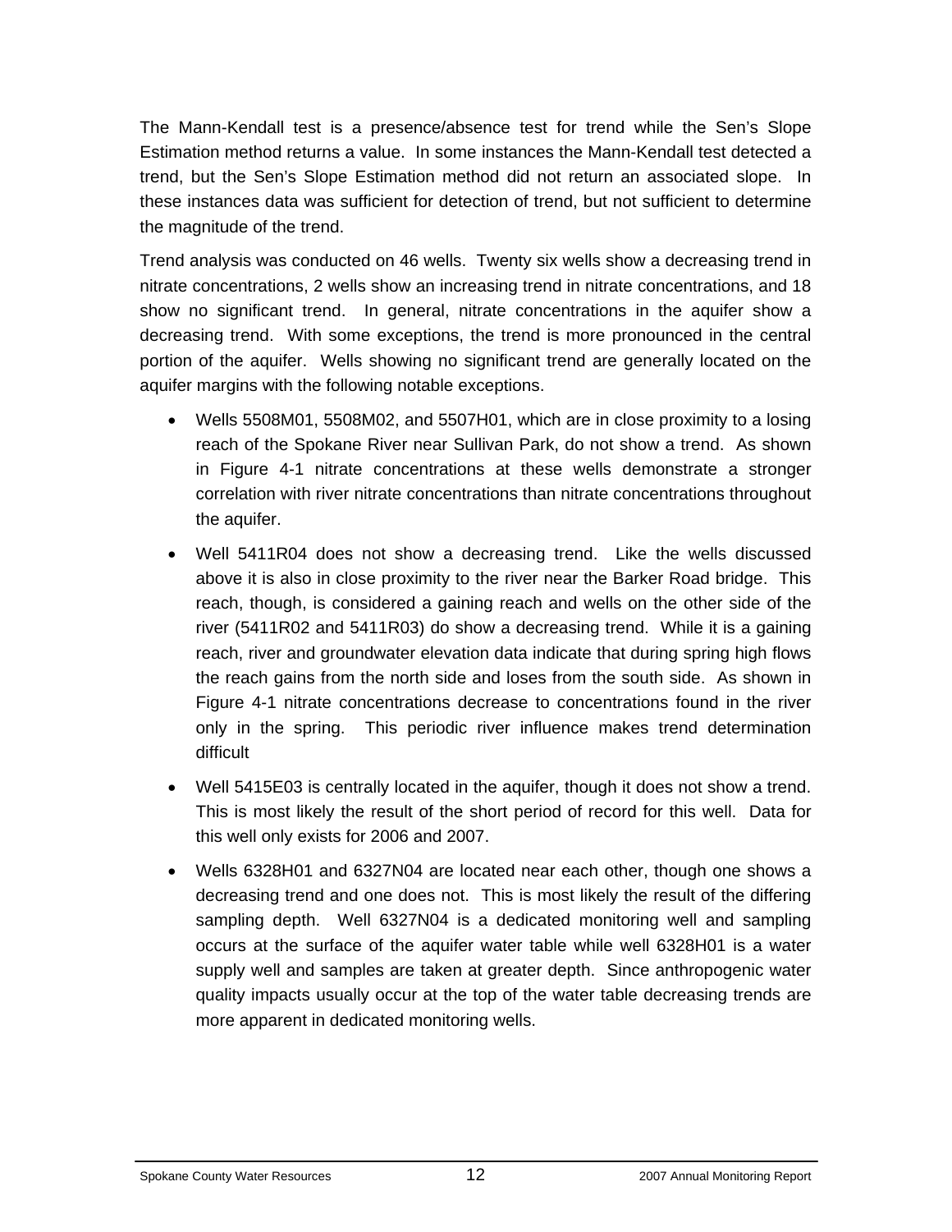The Mann-Kendall test is a presence/absence test for trend while the Sen's Slope Estimation method returns a value. In some instances the Mann-Kendall test detected a trend, but the Sen's Slope Estimation method did not return an associated slope. In these instances data was sufficient for detection of trend, but not sufficient to determine the magnitude of the trend.

Trend analysis was conducted on 46 wells. Twenty six wells show a decreasing trend in nitrate concentrations, 2 wells show an increasing trend in nitrate concentrations, and 18 show no significant trend. In general, nitrate concentrations in the aquifer show a decreasing trend. With some exceptions, the trend is more pronounced in the central portion of the aquifer. Wells showing no significant trend are generally located on the aquifer margins with the following notable exceptions.

- Wells 5508M01, 5508M02, and 5507H01, which are in close proximity to a losing reach of the Spokane River near Sullivan Park, do not show a trend. As shown in Figure 4-1 nitrate concentrations at these wells demonstrate a stronger correlation with river nitrate concentrations than nitrate concentrations throughout the aquifer.
- Well 5411R04 does not show a decreasing trend. Like the wells discussed above it is also in close proximity to the river near the Barker Road bridge. This reach, though, is considered a gaining reach and wells on the other side of the river (5411R02 and 5411R03) do show a decreasing trend. While it is a gaining reach, river and groundwater elevation data indicate that during spring high flows the reach gains from the north side and loses from the south side. As shown in Figure 4-1 nitrate concentrations decrease to concentrations found in the river only in the spring. This periodic river influence makes trend determination difficult
- Well 5415E03 is centrally located in the aquifer, though it does not show a trend. This is most likely the result of the short period of record for this well. Data for this well only exists for 2006 and 2007.
- Wells 6328H01 and 6327N04 are located near each other, though one shows a decreasing trend and one does not. This is most likely the result of the differing sampling depth. Well 6327N04 is a dedicated monitoring well and sampling occurs at the surface of the aquifer water table while well 6328H01 is a water supply well and samples are taken at greater depth. Since anthropogenic water quality impacts usually occur at the top of the water table decreasing trends are more apparent in dedicated monitoring wells.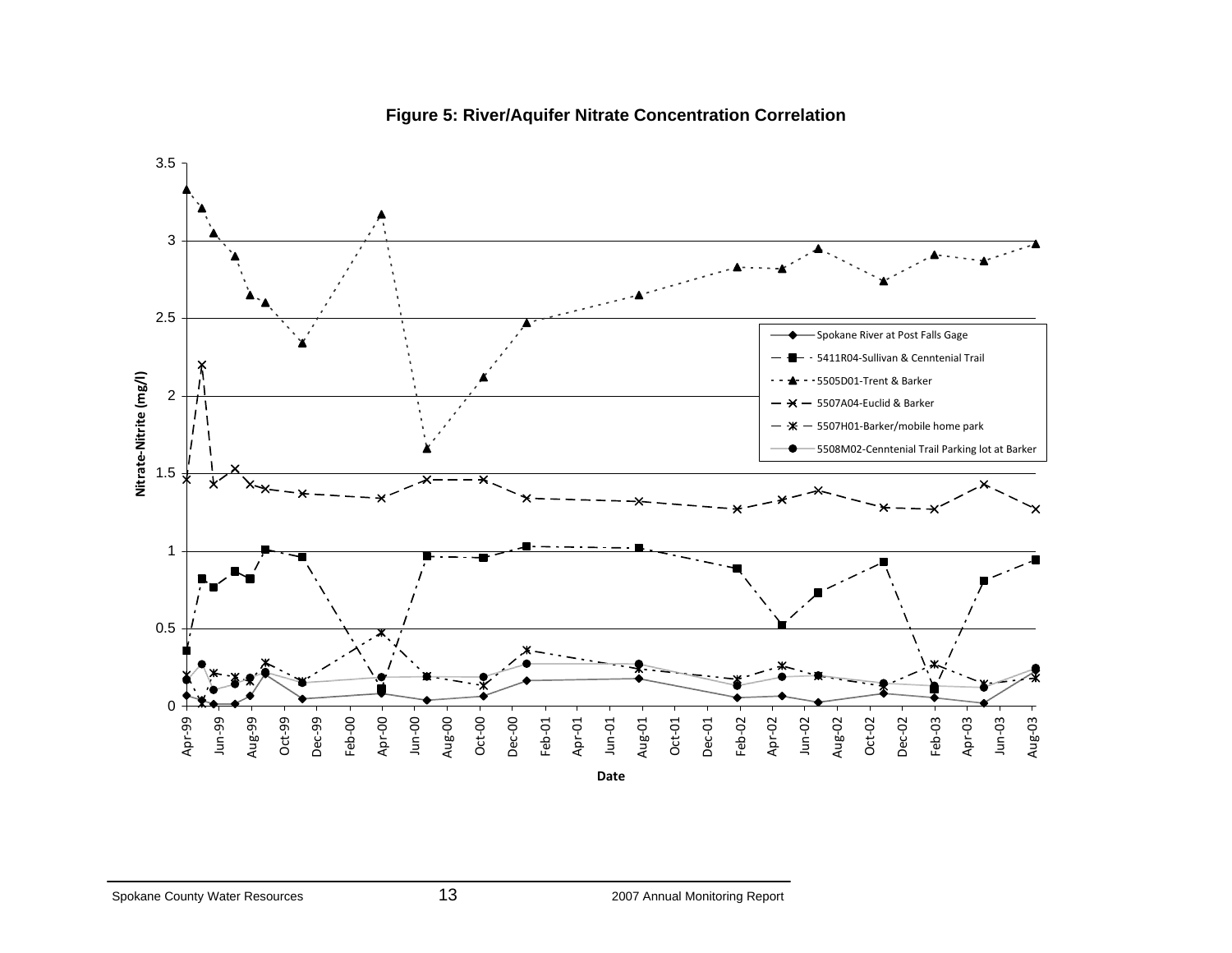**Figure 5: River/Aquifer Nitrate Concentration Correlation**

Nitrate-Nitrite (mg/l)

3.5
3
2.5
2
1.5
1
0.5
0

Apr-99
Jun-99
Aug-99
Oct-99
Dec-99
Feb-00
Apr-00
Jun-00
Aug-00
Oct-00
Dec-00
Feb-01
Apr-01
Jun-01
Aug-01
Oct-01
Dec-01
Feb-02
Apr-02
Jun-02
Aug-02
Oct-02
Dec-02
Feb-03
Apr-03
Jun-03
Aug-03

Date

Spokane River at Post Falls Gage
5411R04-Sullivan & Cenntenial Trail
5505D01-Trent & Barker
5507A04-Euclid & Barker
5507H01-Barker/mobile home park
5508M02-Cenntenial Trail Parking lot at Barker